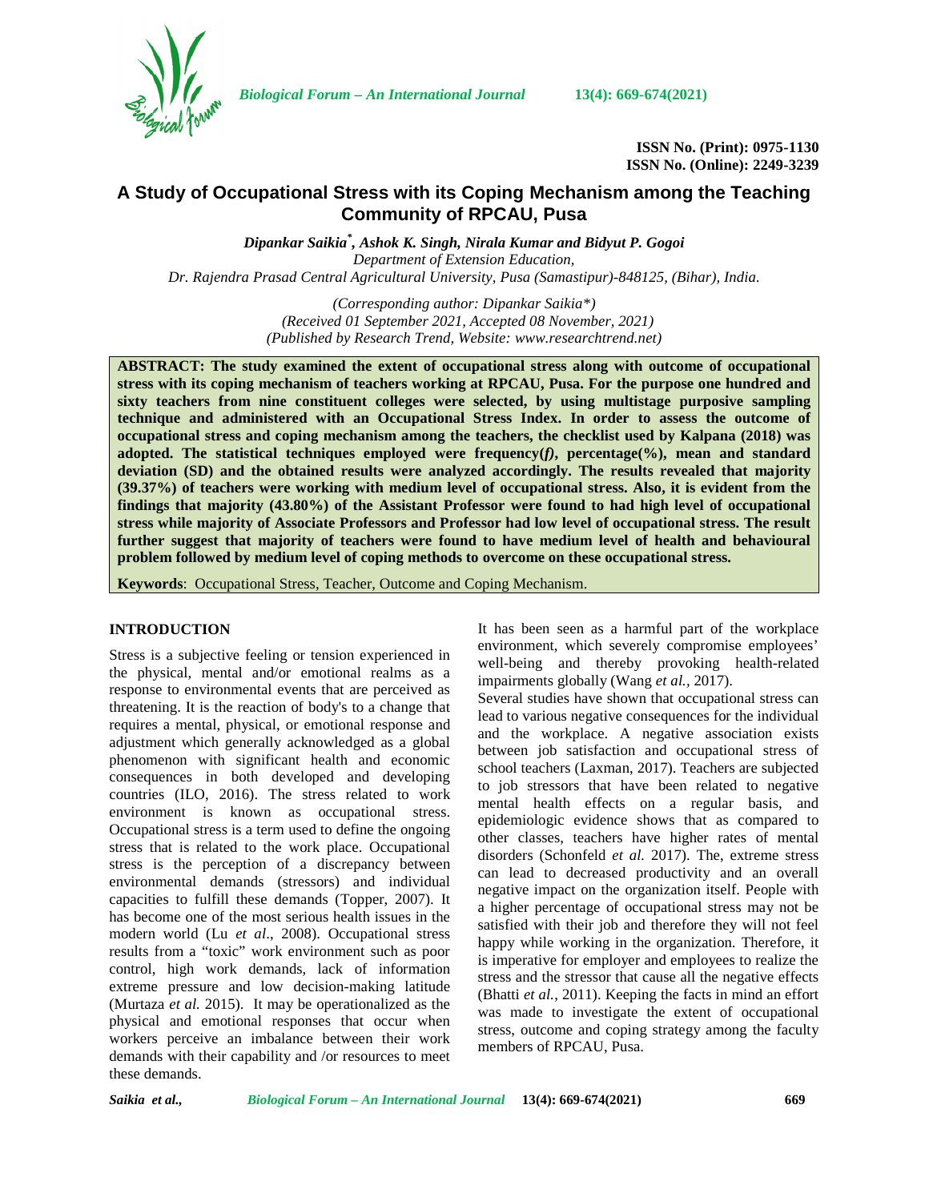ISSN No. (Print): 0975-1130
ISSN No. (Online): 2249-3239

# A Study of Occupational Stress with its Coping Mechanism among the Teaching Community of RPCAU, Pusa

***Dipankar Saikia*\*, Ashok K. Singh, Nirala Kumar and Bidyut P. Gogoi***

*Department of Extension Education,*
*Dr. Rajendra Prasad Central Agricultural University, Pusa (Samastipur)-848125, (Bihar), India.*

*(Corresponding author: Dipankar Saikia\*)*
*(Received 01 September 2021, Accepted 08 November, 2021)*
*(Published by Research Trend, Website: www.researchtrend.net)*

**ABSTRACT: The study examined the extent of occupational stress along with outcome of occupational stress with its coping mechanism of teachers working at RPCAU, Pusa. For the purpose one hundred and sixty teachers from nine constituent colleges were selected, by using multistage purposive sampling technique and administered with an Occupational Stress Index. In order to assess the outcome of occupational stress and coping mechanism among the teachers, the checklist used by Kalpana (2018) was adopted. The statistical techniques employed were frequency(*f*), percentage(%), mean and standard deviation (SD) and the obtained results were analyzed accordingly. The results revealed that majority (39.37%) of teachers were working with medium level of occupational stress. Also, it is evident from the findings that majority (43.80%) of the Assistant Professor were found to had high level of occupational stress while majority of Associate Professors and Professor had low level of occupational stress. The result further suggest that majority of teachers were found to have medium level of health and behavioural problem followed by medium level of coping methods to overcome on these occupational stress.**

**Keywords**: Occupational Stress, Teacher, Outcome and Coping Mechanism.

## INTRODUCTION

Stress is a subjective feeling or tension experienced in the physical, mental and/or emotional realms as a response to environmental events that are perceived as threatening. It is the reaction of body's to a change that requires a mental, physical, or emotional response and adjustment which generally acknowledged as a global phenomenon with significant health and economic consequences in both developed and developing countries (ILO, 2016). The stress related to work environment is known as occupational stress. Occupational stress is a term used to define the ongoing stress that is related to the work place. Occupational stress is the perception of a discrepancy between environmental demands (stressors) and individual capacities to fulfill these demands (Topper, 2007). It has become one of the most serious health issues in the modern world (Lu *et al*., 2008). Occupational stress results from a "toxic" work environment such as poor control, high work demands, lack of information extreme pressure and low decision-making latitude (Murtaza *et al.* 2015). It may be operationalized as the physical and emotional responses that occur when workers perceive an imbalance between their work demands with their capability and /or resources to meet these demands.

It has been seen as a harmful part of the workplace environment, which severely compromise employees' well-being and thereby provoking health-related impairments globally (Wang *et al.*, 2017).

Several studies have shown that occupational stress can lead to various negative consequences for the individual and the workplace. A negative association exists between job satisfaction and occupational stress of school teachers (Laxman, 2017). Teachers are subjected to job stressors that have been related to negative mental health effects on a regular basis, and epidemiologic evidence shows that as compared to other classes, teachers have higher rates of mental disorders (Schonfeld *et al.* 2017). The, extreme stress can lead to decreased productivity and an overall negative impact on the organization itself. People with a higher percentage of occupational stress may not be satisfied with their job and therefore they will not feel happy while working in the organization. Therefore, it is imperative for employer and employees to realize the stress and the stressor that cause all the negative effects (Bhatti *et al.*, 2011). Keeping the facts in mind an effort was made to investigate the extent of occupational stress, outcome and coping strategy among the faculty members of RPCAU, Pusa.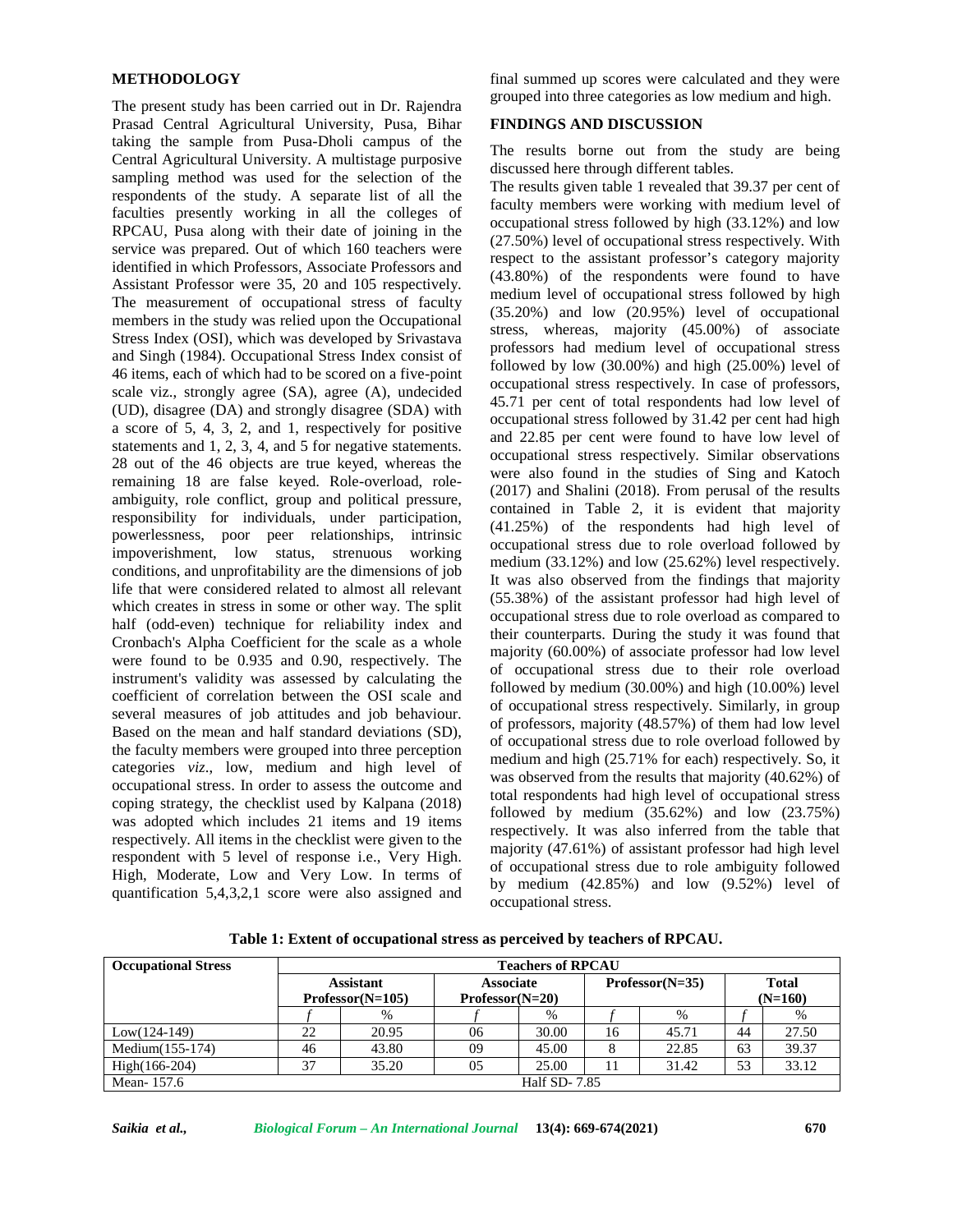## METHODOLOGY

The present study has been carried out in Dr. Rajendra Prasad Central Agricultural University, Pusa, Bihar taking the sample from Pusa-Dholi campus of the Central Agricultural University. A multistage purposive sampling method was used for the selection of the respondents of the study. A separate list of all the faculties presently working in all the colleges of RPCAU, Pusa along with their date of joining in the service was prepared. Out of which 160 teachers were identified in which Professors, Associate Professors and Assistant Professor were 35, 20 and 105 respectively. The measurement of occupational stress of faculty members in the study was relied upon the Occupational Stress Index (OSI), which was developed by Srivastava and Singh (1984). Occupational Stress Index consist of 46 items, each of which had to be scored on a five-point scale viz., strongly agree (SA), agree (A), undecided (UD), disagree (DA) and strongly disagree (SDA) with a score of 5, 4, 3, 2, and 1, respectively for positive statements and 1, 2, 3, 4, and 5 for negative statements. 28 out of the 46 objects are true keyed, whereas the remaining 18 are false keyed. Role-overload, role-ambiguity, role conflict, group and political pressure, responsibility for individuals, under participation, powerlessness, poor peer relationships, intrinsic impoverishment, low status, strenuous working conditions, and unprofitability are the dimensions of job life that were considered related to almost all relevant which creates in stress in some or other way. The split half (odd-even) technique for reliability index and Cronbach's Alpha Coefficient for the scale as a whole were found to be 0.935 and 0.90, respectively. The instrument's validity was assessed by calculating the coefficient of correlation between the OSI scale and several measures of job attitudes and job behaviour. Based on the mean and half standard deviations (SD), the faculty members were grouped into three perception categories *viz*., low, medium and high level of occupational stress. In order to assess the outcome and coping strategy, the checklist used by Kalpana (2018) was adopted which includes 21 items and 19 items respectively. All items in the checklist were given to the respondent with 5 level of response i.e., Very High. High, Moderate, Low and Very Low. In terms of quantification 5,4,3,2,1 score were also assigned and final summed up scores were calculated and they were grouped into three categories as low medium and high.

## FINDINGS AND DISCUSSION

The results borne out from the study are being discussed here through different tables.

The results given table 1 revealed that 39.37 per cent of faculty members were working with medium level of occupational stress followed by high (33.12%) and low (27.50%) level of occupational stress respectively. With respect to the assistant professor's category majority (43.80%) of the respondents were found to have medium level of occupational stress followed by high (35.20%) and low (20.95%) level of occupational stress, whereas, majority (45.00%) of associate professors had medium level of occupational stress followed by low (30.00%) and high (25.00%) level of occupational stress respectively. In case of professors, 45.71 per cent of total respondents had low level of occupational stress followed by 31.42 per cent had high and 22.85 per cent were found to have low level of occupational stress respectively. Similar observations were also found in the studies of Sing and Katoch (2017) and Shalini (2018). From perusal of the results contained in Table 2, it is evident that majority (41.25%) of the respondents had high level of occupational stress due to role overload followed by medium (33.12%) and low (25.62%) level respectively. It was also observed from the findings that majority (55.38%) of the assistant professor had high level of occupational stress due to role overload as compared to their counterparts. During the study it was found that majority (60.00%) of associate professor had low level of occupational stress due to their role overload followed by medium (30.00%) and high (10.00%) level of occupational stress respectively. Similarly, in group of professors, majority (48.57%) of them had low level of occupational stress due to role overload followed by medium and high (25.71% for each) respectively. So, it was observed from the results that majority (40.62%) of total respondents had high level of occupational stress followed by medium (35.62%) and low (23.75%) respectively. It was also inferred from the table that majority (47.61%) of assistant professor had high level of occupational stress due to role ambiguity followed by medium (42.85%) and low (9.52%) level of occupational stress.

**Table 1: Extent of occupational stress as perceived by teachers of RPCAU.**

| Occupational Stress | Teachers of RPCAU | | | | | | | |
|---|---|---|---|---|---|---|---|---|
| | Assistant Professor(N=105) | | Associate Professor(N=20) | | Professor(N=35) | | Total (N=160) | |
| | *f* | % | *f* | % | *f* | % | *f* | % |
| Low(124-149) | 22 | 20.95 | 06 | 30.00 | 16 | 45.71 | 44 | 27.50 |
| Medium(155-174) | 46 | 43.80 | 09 | 45.00 | 8 | 22.85 | 63 | 39.37 |
| High(166-204) | 37 | 35.20 | 05 | 25.00 | 11 | 31.42 | 53 | 33.12 |
| Mean- 157.6 | Half SD- 7.85 | | | | | | | |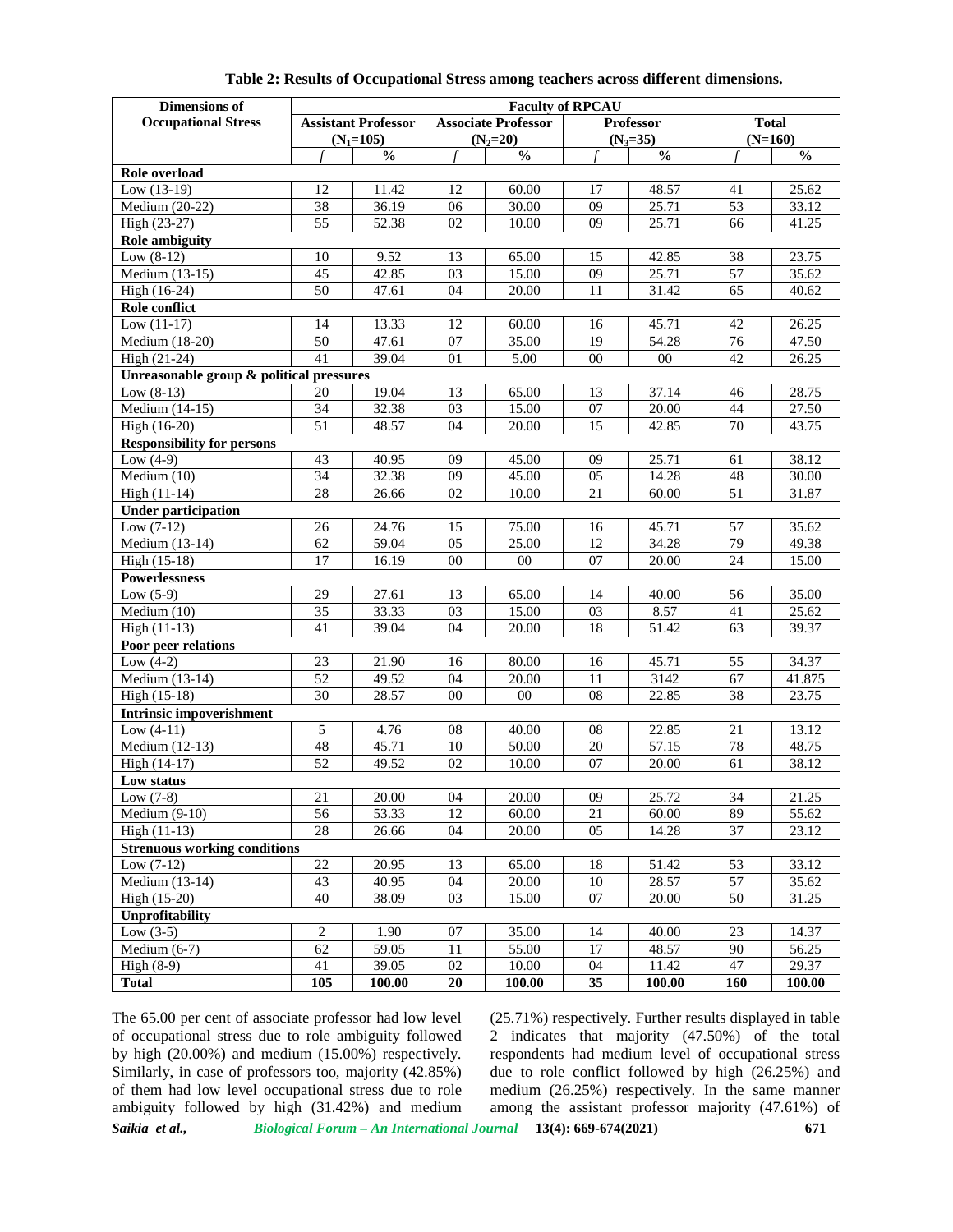**Table 2: Results of Occupational Stress among teachers across different dimensions.**

| Dimensions of Occupational Stress | Faculty of RPCAU | | | | | | | |
|---|---|---|---|---|---|---|---|---|
| | Assistant Professor ($N_1$=105) | | Associate Professor ($N_2$=20) | | Professor ($N_3$=35) | | Total (N=160) | |
| | *f* | % | *f* | % | *f* | % | *f* | % |
| **Role overload** | | | | | | | | |
| Low (13-19) | 12 | 11.42 | 12 | 60.00 | 17 | 48.57 | 41 | 25.62 |
| Medium (20-22) | 38 | 36.19 | 06 | 30.00 | 09 | 25.71 | 53 | 33.12 |
| High (23-27) | 55 | 52.38 | 02 | 10.00 | 09 | 25.71 | 66 | 41.25 |
| **Role ambiguity** | | | | | | | | |
| Low (8-12) | 10 | 9.52 | 13 | 65.00 | 15 | 42.85 | 38 | 23.75 |
| Medium (13-15) | 45 | 42.85 | 03 | 15.00 | 09 | 25.71 | 57 | 35.62 |
| High (16-24) | 50 | 47.61 | 04 | 20.00 | 11 | 31.42 | 65 | 40.62 |
| **Role conflict** | | | | | | | | |
| Low (11-17) | 14 | 13.33 | 12 | 60.00 | 16 | 45.71 | 42 | 26.25 |
| Medium (18-20) | 50 | 47.61 | 07 | 35.00 | 19 | 54.28 | 76 | 47.50 |
| High (21-24) | 41 | 39.04 | 01 | 5.00 | 00 | 00 | 42 | 26.25 |
| **Unreasonable group & political pressures** | | | | | | | | |
| Low (8-13) | 20 | 19.04 | 13 | 65.00 | 13 | 37.14 | 46 | 28.75 |
| Medium (14-15) | 34 | 32.38 | 03 | 15.00 | 07 | 20.00 | 44 | 27.50 |
| High (16-20) | 51 | 48.57 | 04 | 20.00 | 15 | 42.85 | 70 | 43.75 |
| **Responsibility for persons** | | | | | | | | |
| Low (4-9) | 43 | 40.95 | 09 | 45.00 | 09 | 25.71 | 61 | 38.12 |
| Medium (10) | 34 | 32.38 | 09 | 45.00 | 05 | 14.28 | 48 | 30.00 |
| High (11-14) | 28 | 26.66 | 02 | 10.00 | 21 | 60.00 | 51 | 31.87 |
| **Under participation** | | | | | | | | |
| Low (7-12) | 26 | 24.76 | 15 | 75.00 | 16 | 45.71 | 57 | 35.62 |
| Medium (13-14) | 62 | 59.04 | 05 | 25.00 | 12 | 34.28 | 79 | 49.38 |
| High (15-18) | 17 | 16.19 | 00 | 00 | 07 | 20.00 | 24 | 15.00 |
| **Powerlessness** | | | | | | | | |
| Low (5-9) | 29 | 27.61 | 13 | 65.00 | 14 | 40.00 | 56 | 35.00 |
| Medium (10) | 35 | 33.33 | 03 | 15.00 | 03 | 8.57 | 41 | 25.62 |
| High (11-13) | 41 | 39.04 | 04 | 20.00 | 18 | 51.42 | 63 | 39.37 |
| **Poor peer relations** | | | | | | | | |
| Low (4-2) | 23 | 21.90 | 16 | 80.00 | 16 | 45.71 | 55 | 34.37 |
| Medium (13-14) | 52 | 49.52 | 04 | 20.00 | 11 | 3142 | 67 | 41.875 |
| High (15-18) | 30 | 28.57 | 00 | 00 | 08 | 22.85 | 38 | 23.75 |
| **Intrinsic impoverishment** | | | | | | | | |
| Low (4-11) | 5 | 4.76 | 08 | 40.00 | 08 | 22.85 | 21 | 13.12 |
| Medium (12-13) | 48 | 45.71 | 10 | 50.00 | 20 | 57.15 | 78 | 48.75 |
| High (14-17) | 52 | 49.52 | 02 | 10.00 | 07 | 20.00 | 61 | 38.12 |
| **Low status** | | | | | | | | |
| Low (7-8) | 21 | 20.00 | 04 | 20.00 | 09 | 25.72 | 34 | 21.25 |
| Medium (9-10) | 56 | 53.33 | 12 | 60.00 | 21 | 60.00 | 89 | 55.62 |
| High (11-13) | 28 | 26.66 | 04 | 20.00 | 05 | 14.28 | 37 | 23.12 |
| **Strenuous working conditions** | | | | | | | | |
| Low (7-12) | 22 | 20.95 | 13 | 65.00 | 18 | 51.42 | 53 | 33.12 |
| Medium (13-14) | 43 | 40.95 | 04 | 20.00 | 10 | 28.57 | 57 | 35.62 |
| High (15-20) | 40 | 38.09 | 03 | 15.00 | 07 | 20.00 | 50 | 31.25 |
| **Unprofitability** | | | | | | | | |
| Low (3-5) | 2 | 1.90 | 07 | 35.00 | 14 | 40.00 | 23 | 14.37 |
| Medium (6-7) | 62 | 59.05 | 11 | 55.00 | 17 | 48.57 | 90 | 56.25 |
| High (8-9) | 41 | 39.05 | 02 | 10.00 | 04 | 11.42 | 47 | 29.37 |
| **Total** | **105** | **100.00** | **20** | **100.00** | **35** | **100.00** | **160** | **100.00** |

The 65.00 per cent of associate professor had low level of occupational stress due to role ambiguity followed by high (20.00%) and medium (15.00%) respectively. Similarly, in case of professors too, majority (42.85%) of them had low level occupational stress due to role ambiguity followed by high (31.42%) and medium (25.71%) respectively. Further results displayed in table 2 indicates that majority (47.50%) of the total respondents had medium level of occupational stress due to role conflict followed by high (26.25%) and medium (26.25%) respectively. In the same manner among the assistant professor majority (47.61%) of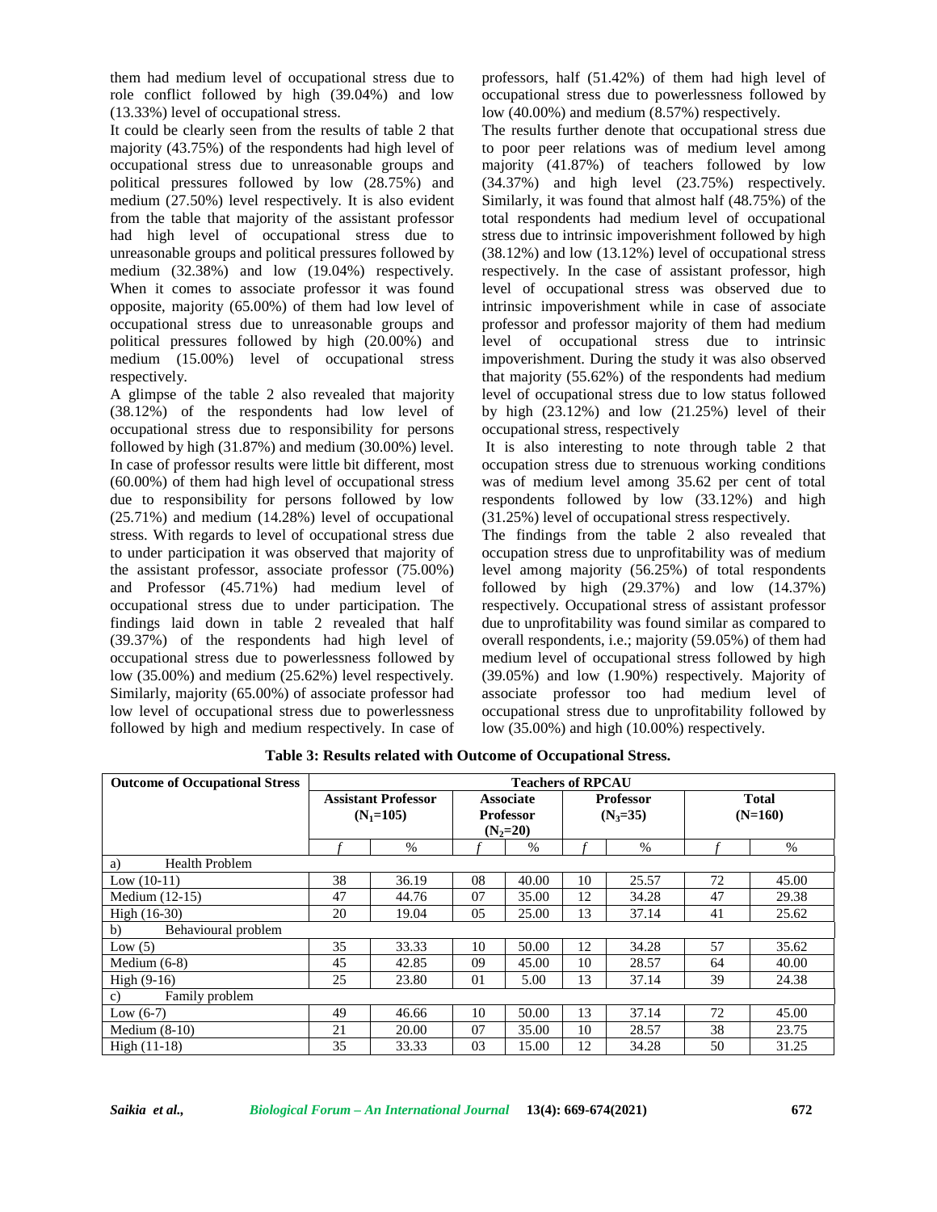them had medium level of occupational stress due to role conflict followed by high (39.04%) and low (13.33%) level of occupational stress.

It could be clearly seen from the results of table 2 that majority (43.75%) of the respondents had high level of occupational stress due to unreasonable groups and political pressures followed by low (28.75%) and medium (27.50%) level respectively. It is also evident from the table that majority of the assistant professor had high level of occupational stress due to unreasonable groups and political pressures followed by medium (32.38%) and low (19.04%) respectively. When it comes to associate professor it was found opposite, majority (65.00%) of them had low level of occupational stress due to unreasonable groups and political pressures followed by high (20.00%) and medium (15.00%) level of occupational stress respectively.

A glimpse of the table 2 also revealed that majority (38.12%) of the respondents had low level of occupational stress due to responsibility for persons followed by high (31.87%) and medium (30.00%) level. In case of professor results were little bit different, most (60.00%) of them had high level of occupational stress due to responsibility for persons followed by low (25.71%) and medium (14.28%) level of occupational stress. With regards to level of occupational stress due to under participation it was observed that majority of the assistant professor, associate professor (75.00%) and Professor (45.71%) had medium level of occupational stress due to under participation. The findings laid down in table 2 revealed that half (39.37%) of the respondents had high level of occupational stress due to powerlessness followed by low (35.00%) and medium (25.62%) level respectively. Similarly, majority (65.00%) of associate professor had low level of occupational stress due to powerlessness followed by high and medium respectively. In case of professors, half (51.42%) of them had high level of occupational stress due to powerlessness followed by low (40.00%) and medium (8.57%) respectively.

The results further denote that occupational stress due to poor peer relations was of medium level among majority (41.87%) of teachers followed by low (34.37%) and high level (23.75%) respectively. Similarly, it was found that almost half (48.75%) of the total respondents had medium level of occupational stress due to intrinsic impoverishment followed by high (38.12%) and low (13.12%) level of occupational stress respectively. In the case of assistant professor, high level of occupational stress was observed due to intrinsic impoverishment while in case of associate professor and professor majority of them had medium level of occupational stress due to intrinsic impoverishment. During the study it was also observed that majority (55.62%) of the respondents had medium level of occupational stress due to low status followed by high (23.12%) and low (21.25%) level of their occupational stress, respectively

It is also interesting to note through table 2 that occupation stress due to strenuous working conditions was of medium level among 35.62 per cent of total respondents followed by low (33.12%) and high (31.25%) level of occupational stress respectively.

The findings from the table 2 also revealed that occupation stress due to unprofitability was of medium level among majority (56.25%) of total respondents followed by high (29.37%) and low (14.37%) respectively. Occupational stress of assistant professor due to unprofitability was found similar as compared to overall respondents, i.e.; majority (59.05%) of them had medium level of occupational stress followed by high (39.05%) and low (1.90%) respectively. Majority of associate professor too had medium level of occupational stress due to unprofitability followed by low (35.00%) and high (10.00%) respectively.

**Table 3: Results related with Outcome of Occupational Stress.**

| Outcome of Occupational Stress | Teachers of RPCAU | | | | | | | |
|---|---|---|---|---|---|---|---|---|
| | Assistant Professor ($N_1$=105) | | Associate Professor ($N_2$=20) | | Professor ($N_3$=35) | | Total (N=160) | |
| | *f* | % | *f* | % | *f* | % | *f* | % |
| a) Health Problem | | | | | | | | |
| Low (10-11) | 38 | 36.19 | 08 | 40.00 | 10 | 25.57 | 72 | 45.00 |
| Medium (12-15) | 47 | 44.76 | 07 | 35.00 | 12 | 34.28 | 47 | 29.38 |
| High (16-30) | 20 | 19.04 | 05 | 25.00 | 13 | 37.14 | 41 | 25.62 |
| b) Behavioural problem | | | | | | | | |
| Low (5) | 35 | 33.33 | 10 | 50.00 | 12 | 34.28 | 57 | 35.62 |
| Medium (6-8) | 45 | 42.85 | 09 | 45.00 | 10 | 28.57 | 64 | 40.00 |
| High (9-16) | 25 | 23.80 | 01 | 5.00 | 13 | 37.14 | 39 | 24.38 |
| c) Family problem | | | | | | | | |
| Low (6-7) | 49 | 46.66 | 10 | 50.00 | 13 | 37.14 | 72 | 45.00 |
| Medium (8-10) | 21 | 20.00 | 07 | 35.00 | 10 | 28.57 | 38 | 23.75 |
| High (11-18) | 35 | 33.33 | 03 | 15.00 | 12 | 34.28 | 50 | 31.25 |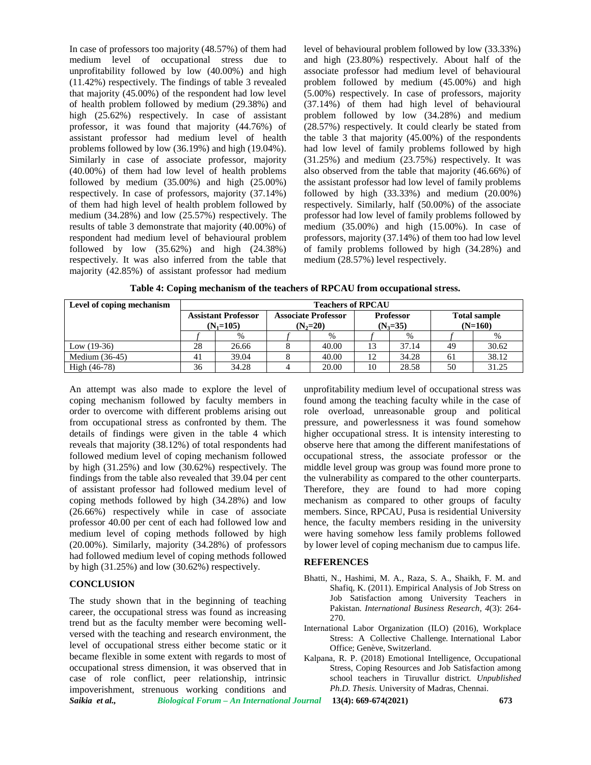In case of professors too majority (48.57%) of them had medium level of occupational stress due to unprofitability followed by low (40.00%) and high (11.42%) respectively. The findings of table 3 revealed that majority (45.00%) of the respondent had low level of health problem followed by medium (29.38%) and high (25.62%) respectively. In case of assistant professor, it was found that majority (44.76%) of assistant professor had medium level of health problems followed by low (36.19%) and high (19.04%). Similarly in case of associate professor, majority (40.00%) of them had low level of health problems followed by medium (35.00%) and high (25.00%) respectively. In case of professors, majority (37.14%) of them had high level of health problem followed by medium (34.28%) and low (25.57%) respectively. The results of table 3 demonstrate that majority (40.00%) of respondent had medium level of behavioural problem followed by low (35.62%) and high (24.38%) respectively. It was also inferred from the table that majority (42.85%) of assistant professor had medium level of behavioural problem followed by low (33.33%) and high (23.80%) respectively. About half of the associate professor had medium level of behavioural problem followed by medium (45.00%) and high (5.00%) respectively. In case of professors, majority (37.14%) of them had high level of behavioural problem followed by low (34.28%) and medium (28.57%) respectively. It could clearly be stated from the table 3 that majority (45.00%) of the respondents had low level of family problems followed by high (31.25%) and medium (23.75%) respectively. It was also observed from the table that majority (46.66%) of the assistant professor had low level of family problems followed by high (33.33%) and medium (20.00%) respectively. Similarly, half (50.00%) of the associate professor had low level of family problems followed by medium (35.00%) and high (15.00%). In case of professors, majority (37.14%) of them too had low level of family problems followed by high (34.28%) and medium (28.57%) level respectively.

**Table 4: Coping mechanism of the teachers of RPCAU from occupational stress.**

| Level of coping mechanism | Teachers of RPCAU | | | | | | | |
|---|---|---|---|---|---|---|---|---|
| | Assistant Professor ($N_1$=105) | | Associate Professor ($N_2$=20) | | Professor ($N_3$=35) | | Total sample (N=160) | |
| | *f* | % | *f* | % | *f* | % | *f* | % |
| Low (19-36) | 28 | 26.66 | 8 | 40.00 | 13 | 37.14 | 49 | 30.62 |
| Medium (36-45) | 41 | 39.04 | 8 | 40.00 | 12 | 34.28 | 61 | 38.12 |
| High (46-78) | 36 | 34.28 | 4 | 20.00 | 10 | 28.58 | 50 | 31.25 |

An attempt was also made to explore the level of coping mechanism followed by faculty members in order to overcome with different problems arising out from occupational stress as confronted by them. The details of findings were given in the table 4 which reveals that majority (38.12%) of total respondents had followed medium level of coping mechanism followed by high (31.25%) and low (30.62%) respectively. The findings from the table also revealed that 39.04 per cent of assistant professor had followed medium level of coping methods followed by high (34.28%) and low (26.66%) respectively while in case of associate professor 40.00 per cent of each had followed low and medium level of coping methods followed by high (20.00%). Similarly, majority (34.28%) of professors had followed medium level of coping methods followed by high (31.25%) and low (30.62%) respectively.

## CONCLUSION

The study shown that in the beginning of teaching career, the occupational stress was found as increasing trend but as the faculty member were becoming well-versed with the teaching and research environment, the level of occupational stress either become static or it became flexible in some extent with regards to most of occupational stress dimension, it was observed that in case of role conflict, peer relationship, intrinsic impoverishment, strenuous working conditions and unprofitability medium level of occupational stress was found among the teaching faculty while in the case of role overload, unreasonable group and political pressure, and powerlessness it was found somehow higher occupational stress. It is intensity interesting to observe here that among the different manifestations of occupational stress, the associate professor or the middle level group was group was found more prone to the vulnerability as compared to the other counterparts. Therefore, they are found to had more coping mechanism as compared to other groups of faculty members. Since, RPCAU, Pusa is residential University hence, the faculty members residing in the university were having somehow less family problems followed by lower level of coping mechanism due to campus life.

## REFERENCES

Bhatti, N., Hashimi, M. A., Raza, S. A., Shaikh, F. M. and Shafiq, K. (2011). Empirical Analysis of Job Stress on Job Satisfaction among University Teachers in Pakistan. *International Business Research*, *4*(3): 264-270.

International Labor Organization (ILO) (2016), Workplace Stress: A Collective Challenge. International Labor Office; Genève, Switzerland.

Kalpana, R. P. (2018) Emotional Intelligence, Occupational Stress, Coping Resources and Job Satisfaction among school teachers in Tiruvallur district. *Unpublished Ph.D. Thesis.* University of Madras, Chennai.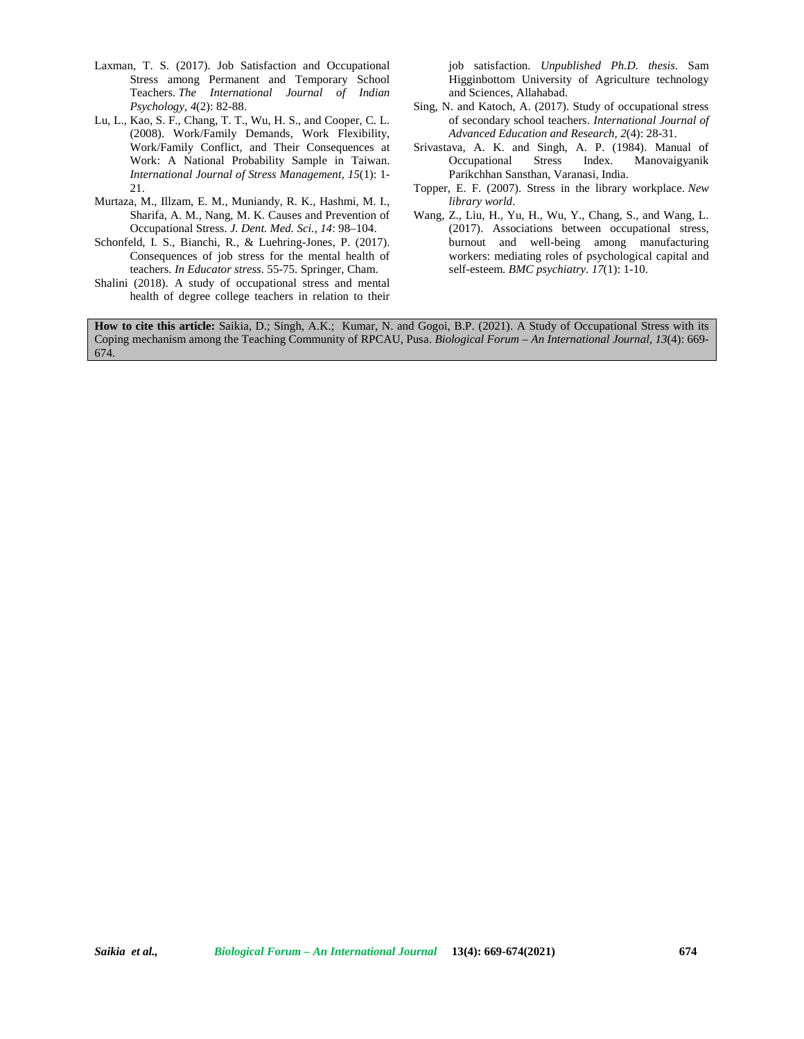Laxman, T. S. (2017). Job Satisfaction and Occupational Stress among Permanent and Temporary School Teachers. *The International Journal of Indian Psychology*, *4*(2): 82-88.

Lu, L., Kao, S. F., Chang, T. T., Wu, H. S., and Cooper, C. L. (2008). Work/Family Demands, Work Flexibility, Work/Family Conflict, and Their Consequences at Work: A National Probability Sample in Taiwan. *International Journal of Stress Management, 15*(1): 1-21.

Murtaza, M., Illzam, E. M., Muniandy, R. K., Hashmi, M. I., Sharifa, A. M., Nang, M. K. Causes and Prevention of Occupational Stress. *J. Dent. Med. Sci.*, *14*: 98–104.

Schonfeld, I. S., Bianchi, R., & Luehring-Jones, P. (2017). Consequences of job stress for the mental health of teachers. *In Educator stress*. 55-75. Springer, Cham.

Shalini (2018). A study of occupational stress and mental health of degree college teachers in relation to their job satisfaction. *Unpublished Ph.D. thesis*. Sam Higginbottom University of Agriculture technology and Sciences, Allahabad.

Sing, N. and Katoch, A. (2017). Study of occupational stress of secondary school teachers. *International Journal of Advanced Education and Research, 2*(4): 28-31.

Srivastava, A. K. and Singh, A. P. (1984). Manual of Occupational Stress Index. Manovaigyanik Parikchhan Sansthan, Varanasi, India.

Topper, E. F. (2007). Stress in the library workplace. *New library world*.

Wang, Z., Liu, H., Yu, H., Wu, Y., Chang, S., and Wang, L. (2017). Associations between occupational stress, burnout and well-being among manufacturing workers: mediating roles of psychological capital and self-esteem. *BMC psychiatry*. *17*(1): 1-10.

**How to cite this article:** Saikia, D.; Singh, A.K.; Kumar, N. and Gogoi, B.P. (2021). A Study of Occupational Stress with its Coping mechanism among the Teaching Community of RPCAU, Pusa. *Biological Forum – An International Journal*, *13*(4): 669-674.